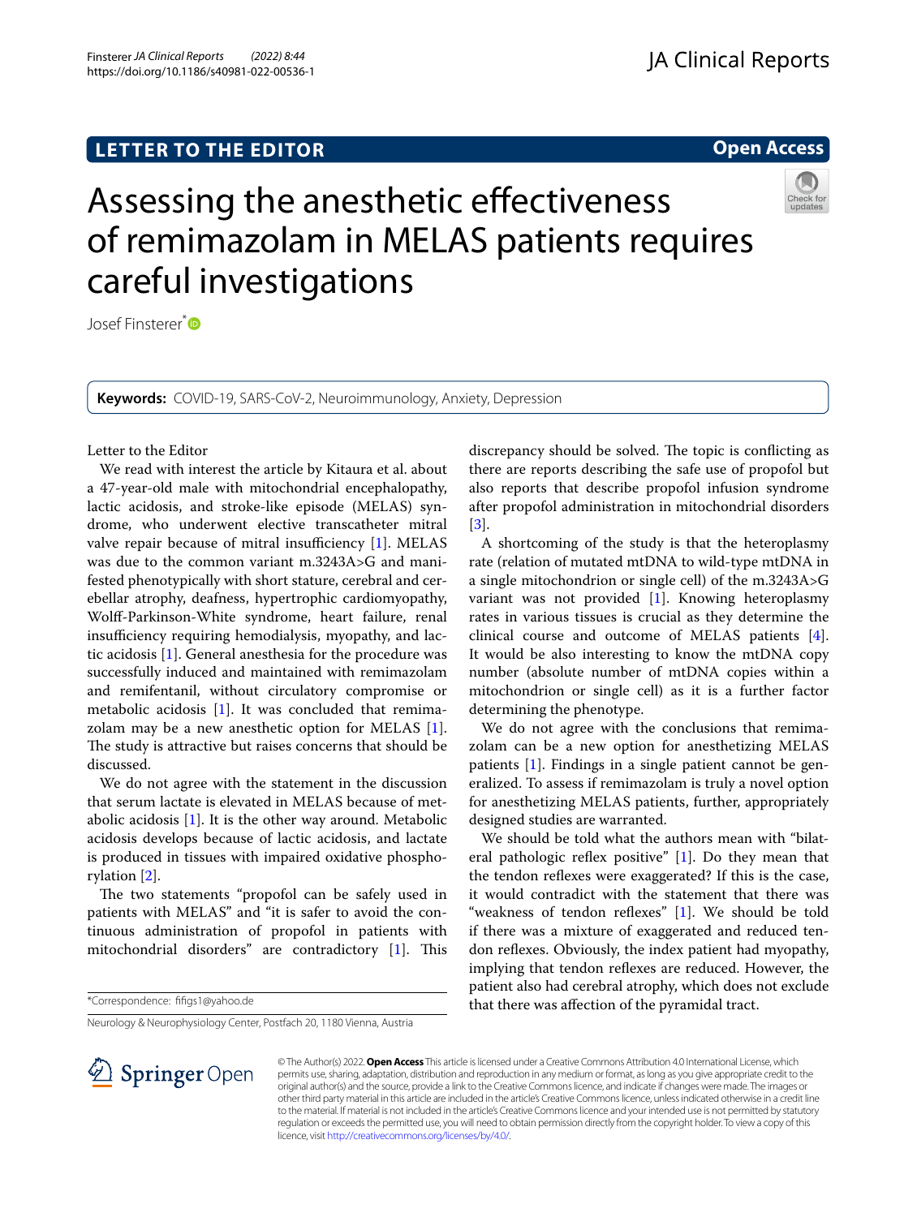LETTER TO THE EDITOR

Open Access

# Assessing the anesthetic effectiveness of remimazolam in MELAS patients requires careful investigations

Josef Finsterer*

**Keywords:** COVID-19, SARS-CoV-2, Neuroimmunology, Anxiety, Depression

Letter to the Editor

We read with interest the article by Kitaura et al. about a 47-year-old male with mitochondrial encephalopathy, lactic acidosis, and stroke-like episode (MELAS) syndrome, who underwent elective transcatheter mitral valve repair because of mitral insufficiency [1]. MELAS was due to the common variant m.3243A>G and manifested phenotypically with short stature, cerebral and cerebellar atrophy, deafness, hypertrophic cardiomyopathy, Wolff-Parkinson-White syndrome, heart failure, renal insufficiency requiring hemodialysis, myopathy, and lactic acidosis [1]. General anesthesia for the procedure was successfully induced and maintained with remimazolam and remifentanil, without circulatory compromise or metabolic acidosis [1]. It was concluded that remimazolam may be a new anesthetic option for MELAS [1]. The study is attractive but raises concerns that should be discussed.

We do not agree with the statement in the discussion that serum lactate is elevated in MELAS because of metabolic acidosis [1]. It is the other way around. Metabolic acidosis develops because of lactic acidosis, and lactate is produced in tissues with impaired oxidative phosphorylation [2].

The two statements "propofol can be safely used in patients with MELAS" and "it is safer to avoid the continuous administration of propofol in patients with mitochondrial disorders" are contradictory [1]. This discrepancy should be solved. The topic is conflicting as there are reports describing the safe use of propofol but also reports that describe propofol infusion syndrome after propofol administration in mitochondrial disorders [3].

A shortcoming of the study is that the heteroplasmy rate (relation of mutated mtDNA to wild-type mtDNA in a single mitochondrion or single cell) of the m.3243A>G variant was not provided [1]. Knowing heteroplasmy rates in various tissues is crucial as they determine the clinical course and outcome of MELAS patients [4]. It would be also interesting to know the mtDNA copy number (absolute number of mtDNA copies within a mitochondrion or single cell) as it is a further factor determining the phenotype.

We do not agree with the conclusions that remimazolam can be a new option for anesthetizing MELAS patients [1]. Findings in a single patient cannot be generalized. To assess if remimazolam is truly a novel option for anesthetizing MELAS patients, further, appropriately designed studies are warranted.

We should be told what the authors mean with "bilateral pathologic reflex positive" [1]. Do they mean that the tendon reflexes were exaggerated? If this is the case, it would contradict with the statement that there was "weakness of tendon reflexes" [1]. We should be told if there was a mixture of exaggerated and reduced tendon reflexes. Obviously, the index patient had myopathy, implying that tendon reflexes are reduced. However, the patient also had cerebral atrophy, which does not exclude that there was affection of the pyramidal tract.

*Correspondence: fifigs1@yahoo.de

Neurology & Neurophysiology Center, Postfach 20, 1180 Vienna, Austria

© The Author(s) 2022. **Open Access** This article is licensed under a Creative Commons Attribution 4.0 International License, which permits use, sharing, adaptation, distribution and reproduction in any medium or format, as long as you give appropriate credit to the original author(s) and the source, provide a link to the Creative Commons licence, and indicate if changes were made. The images or other third party material in this article are included in the article's Creative Commons licence, unless indicated otherwise in a credit line to the material. If material is not included in the article's Creative Commons licence and your intended use is not permitted by statutory regulation or exceeds the permitted use, you will need to obtain permission directly from the copyright holder. To view a copy of this licence, visit http://creativecommons.org/licenses/by/4.0/.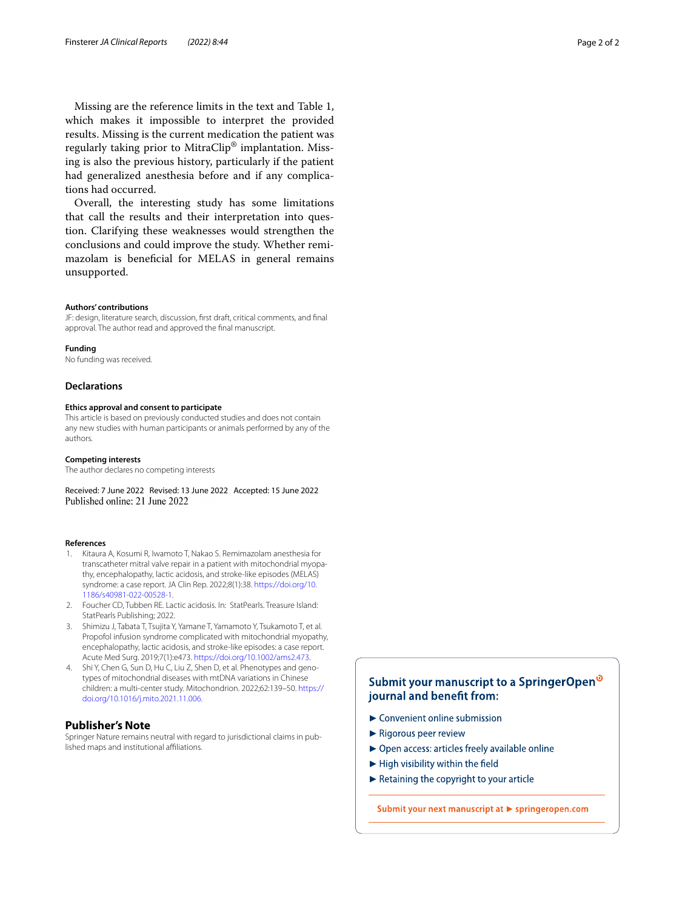Missing are the reference limits in the text and Table 1, which makes it impossible to interpret the provided results. Missing is the current medication the patient was regularly taking prior to MitraClip® implantation. Missing is also the previous history, particularly if the patient had generalized anesthesia before and if any complications had occurred.

Overall, the interesting study has some limitations that call the results and their interpretation into question. Clarifying these weaknesses would strengthen the conclusions and could improve the study. Whether remimazolam is beneficial for MELAS in general remains unsupported.

#### Authors' contributions

JF: design, literature search, discussion, first draft, critical comments, and final approval. The author read and approved the final manuscript.

#### Funding

No funding was received.

### Declarations

#### Ethics approval and consent to participate

This article is based on previously conducted studies and does not contain any new studies with human participants or animals performed by any of the authors.

#### Competing interests

The author declares no competing interests

Received: 7 June 2022 Revised: 13 June 2022 Accepted: 15 June 2022
Published online: 21 June 2022

#### References

1. Kitaura A, Kosumi R, Iwamoto T, Nakao S. Remimazolam anesthesia for transcatheter mitral valve repair in a patient with mitochondrial myopathy, encephalopathy, lactic acidosis, and stroke-like episodes (MELAS) syndrome: a case report. JA Clin Rep. 2022;8(1):38. https://doi.org/10.1186/s40981-022-00528-1.
2. Foucher CD, Tubben RE. Lactic acidosis. In: StatPearls. Treasure Island: StatPearls Publishing; 2022.
3. Shimizu J, Tabata T, Tsujita Y, Yamane T, Yamamoto Y, Tsukamoto T, et al. Propofol infusion syndrome complicated with mitochondrial myopathy, encephalopathy, lactic acidosis, and stroke-like episodes: a case report. Acute Med Surg. 2019;7(1):e473. https://doi.org/10.1002/ams2.473.
4. Shi Y, Chen G, Sun D, Hu C, Liu Z, Shen D, et al. Phenotypes and genotypes of mitochondrial diseases with mtDNA variations in Chinese children: a multi-center study. Mitochondrion. 2022;62:139–50. https://doi.org/10.1016/j.mito.2021.11.006.

## Publisher's Note

Springer Nature remains neutral with regard to jurisdictional claims in published maps and institutional affiliations.

**Submit your manuscript to a SpringerOpen journal and benefit from:**

- Convenient online submission
- Rigorous peer review
- Open access: articles freely available online
- High visibility within the field
- Retaining the copyright to your article

**Submit your next manuscript at ▶ springeropen.com**